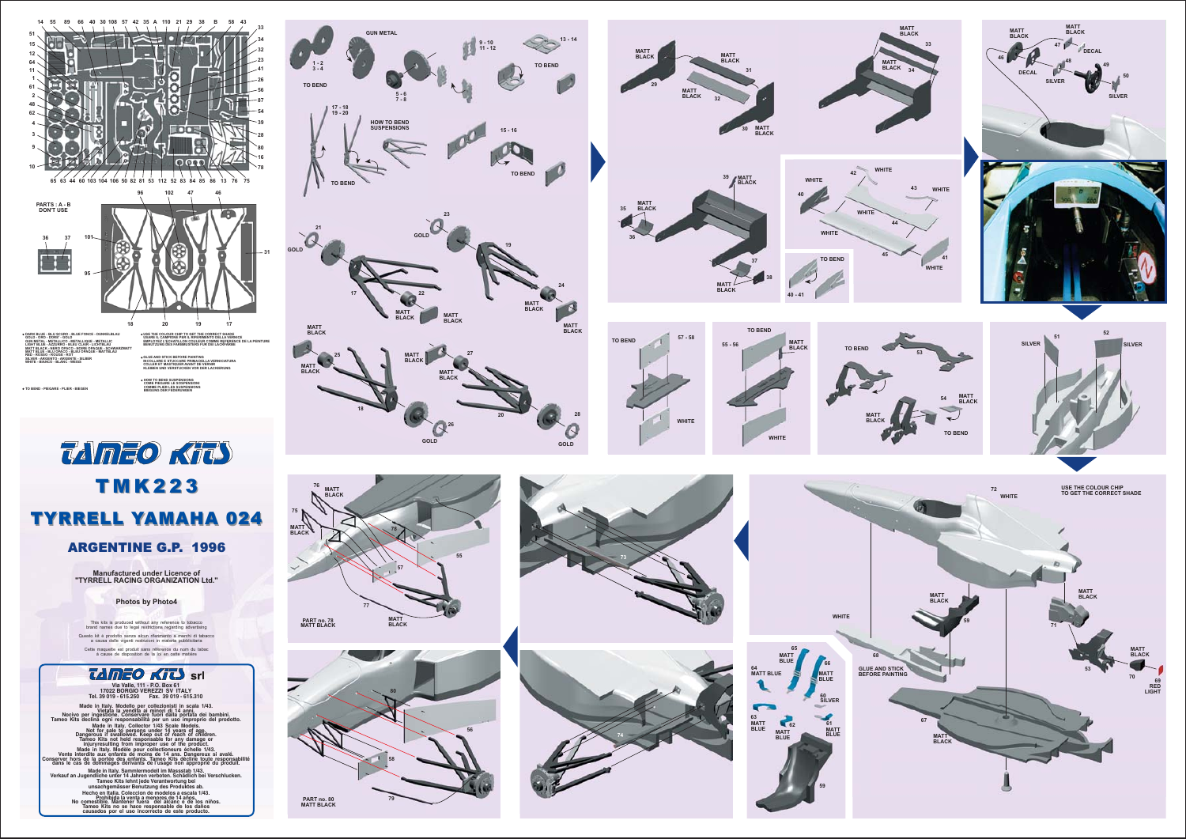PARTS : A - B DON'T USE

- DARK BLUE - BLU SCURO - BLEU FONCE - DUNKELBLAU
- GOLD - ORO - DORE' - GOLD
- GUN METAL - METALLICO - METALLIQUE - METALLIC
- LIGHT BLUE - AZZURRO - BLEU CLAIR - LICHTBLAU
- MATT BLACK - NERO OPACO - NOIRE OPAQUE - SCHWARZMATT
- MATT BLUE - BLU OPACO - BLEU OPAQUE - MATTBLAU
- RED - ROSSO - ROUGE - ROT
- SILVER - ARGENTO - ARGENTE - SILBER
- WHITE - BIANCO - BLANC - WEISS

- TO BEND - PIEGARE - PLIER - BIEGEN

- USE THE COLOUR CHIP TO GET THE CORRECT SHADE
- USARE IL CAMPIONE PER IL RIFERIMENTO DELLA VERNICE
- SERVEZ-VOUS DU CHATILLON COULEUR COMME REFERENCE DE LA PEINTURE
- BENUTZUNG DES FARBMUSTERS FÜR DIE LACKFARBE

- GLUE AND STICK BEFORE PAINTING
- INCOLLARE E STUCCARE PRIMA DELLA VERNICIATURA
- COLLER ET MASTIQUER AVANT DE VERNIR
- KLEBEN UND VERSTUCKEN VOR DER LACKIERUNG

- HOW TO BEND SUSPENSIONS
- COME PIEGARE LE SOSPENSIONI
- COMME PLIER LES SUSPENSIONS
- BIEGUNG DER FEDERUNGEN

# TAMEO KITS

# TMK223

# TYRRELL YAMAHA 024

## ARGENTINE G.P. 1996

**Manufactured under Licence of "TYRRELL RACING ORGANIZATION Ltd."**

**Photos by Photo4**

This kits is produced without any reference to tobacco brand names due to legal restrictions regarding advertising

Questo kit è prodotto senza alcun riferimento a marchi di tabacco a causa delle vigenti restrizioni in materia pubblicitaria

Cette maquette est produit sans référence du nom du tabac à cause de disposition de la loi en cette matière

**TAMEO KITS srl**
**Via Valle, 111 - P.O. Box 61**
**17022 BORGIO VEREZZI SV ITALY**
**Tel. 39 019 - 615.250 Fax. 39 019 - 615.310**

**Made in Italy. Modello per collezionisti in scala 1/43. Vietata la vendita ai minori di 14 anni. Nocivo per ingestione. Conservare fuori dalla portata dei bambini. Tameo Kits declina ogni responsabilità per un uso improprio del prodotto.**

**Made in Italy. Collector 1/43 Scale Models. Not for sale to persons under 14 years of age. Dangerous if swallowed. Keep out of reach of children. Tameo Kits not held responsable for any damage or injuryresulting from improper use of the product.**

**Made in Italy. Modèle pour collectionneurs échelle 1/43. Vente interdite aux enfants de moins de 14 ans. Dangereux si avalé. Conserver hors de la portée des enfants. Tameo Kits décline toute responsabilité dans le cas de dommages dérivants de l'usage non approprié du produit.**

**Made in Italy. Sammlermodell im Masstab 1/43. Verkauf an Jugendliche unter 14 Jahren verboten. Schädlich bei Verschlucken. Tameo Kits lehnt jede Verantwortung bei unsachgemässer Benutzung des Produktes ab.**

**Hecho en Italia. Coleccion de modelos a escala 1/43. Prohibida la venta a menores de 14 años. No comestible. Mantener fuera del alcanc e de los niños. Tameo Kits no se hace responsable de los daños causados por el uso incorrecto de este producto.**

GUN METAL · 1 - 2 · 3 - 4 · TO BEND · 5 - 6 · 7 - 8 · 9 - 10 · 11 - 12 · 13 - 14 · 17 - 18 · 19 - 20 · HOW TO BEND SUSPENSIONS · 15 - 16 · GOLD · MATT BLACK · WHITE · SILVER · DECAL · MATT BLUE · RED LIGHT

GLUE AND STICK BEFORE PAINTING

USE THE COLOUR CHIP TO GET THE CORRECT SHADE

PART no. 78 MATT BLACK

PART no. 80 MATT BLACK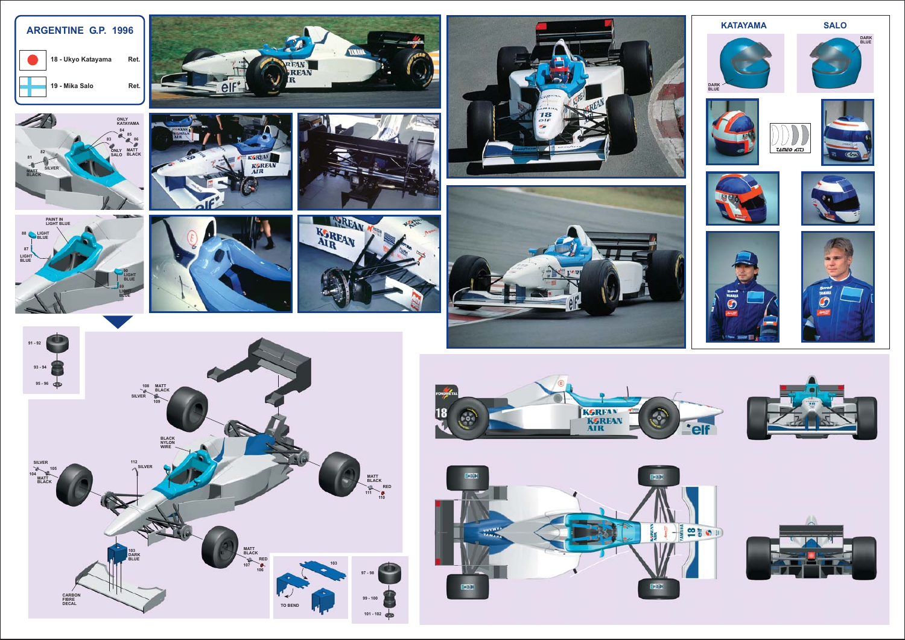# ARGENTINE G.P. 1996

| | | |
|---|---|---|
| 18 - Ukyo Katayama | Ret. | |
| 19 - Mika Salo | Ret. | |

ONLY KATAYAMA

84
83
85
86
82
ONLY SALO
MATT BLACK
81
SILVER
MATT BLACK

PAINT IN LIGHT BLUE

88 LIGHT BLUE
87 LIGHT BLUE
90 LIGHT BLUE
89 LIGHT BLUE

**KATAYAMA** **SALO**

DARK BLUE
DARK BLUE

TAMEO KITS

91 - 92
93 - 94
95 - 96

108 MATT BLACK
SILVER
109

BLACK NYLON WIRE

SILVER
105
104
MATT BLACK

112
SILVER

MATT BLACK
RED
111
110

103
DARK BLUE

MATT BLACK
RED
107
106

CARBON FIBRE DECAL

103
TO BEND

97 - 98
99 - 100
101 - 102